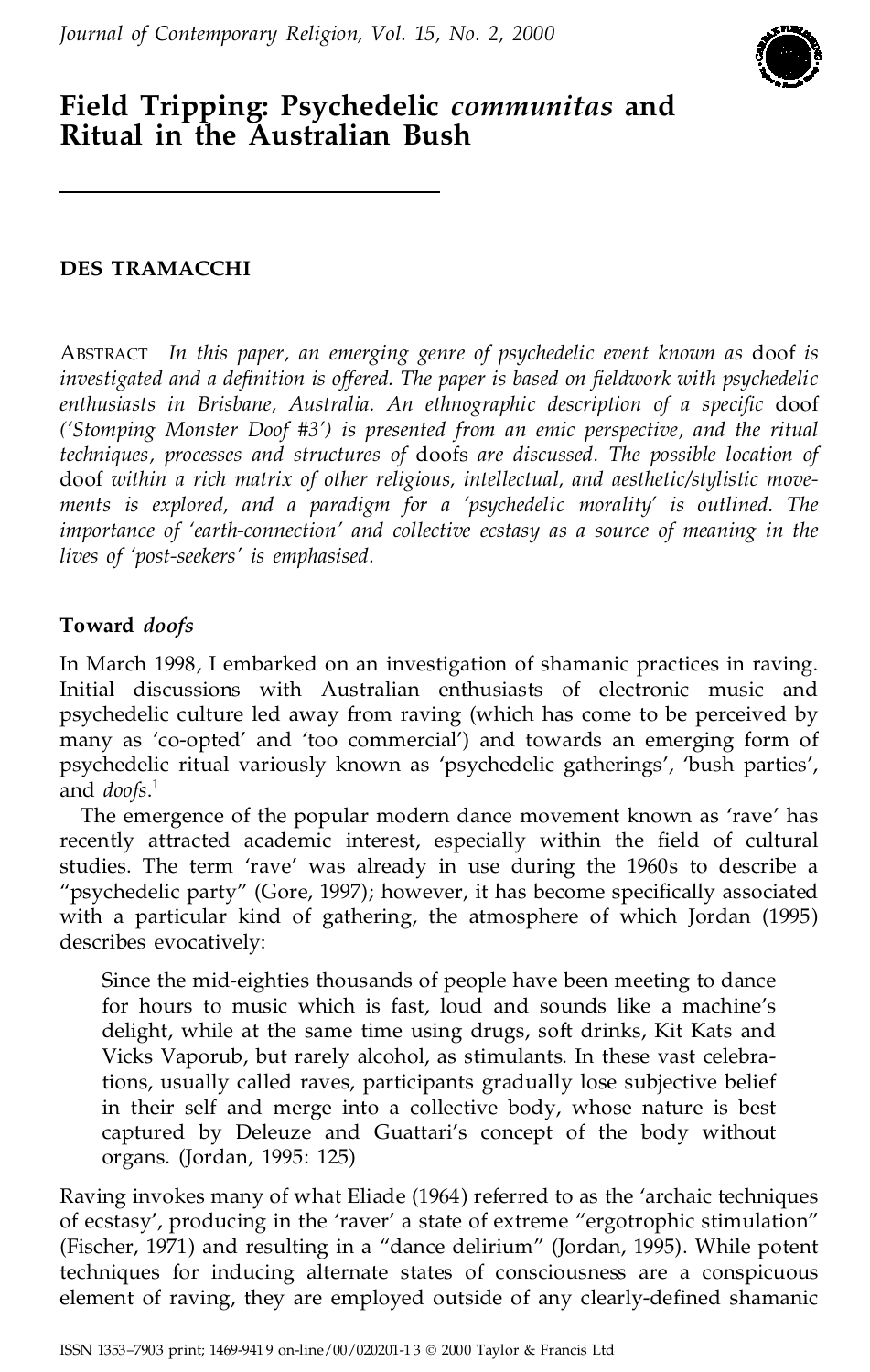# Field Tripping: Psychedelic *communitas* and Ritual in the Australian Bush

**DES TRAMACCHI**

ABSTRACT *In this paper, an emerging genre of psychedelic event known as* doof *is investigated and a definition is offered. The paper is based on fieldwork with psychedelic enthusiasts in Brisbane, Australia. An ethnographic description of a specific* doof *('Stomping Monster Doof #3') is presented from an emic perspective, and the ritual techniques, processes and structures of* doofs *are discussed. The possible location of* doof *within a rich matrix of other religious, intellectual, and aesthetic/stylistic movements is explored, and a paradigm for a 'psychedelic morality' is outlined. The importance of 'earth-connection' and collective ecstasy as a source of meaning in the lives of 'post-seekers' is emphasised.*

## Toward *doofs*

In March 1998, I embarked on an investigation of shamanic practices in raving. Initial discussions with Australian enthusiasts of electronic music and psychedelic culture led away from raving (which has come to be perceived by many as 'co-opted' and 'too commercial') and towards an emerging form of psychedelic ritual variously known as 'psychedelic gatherings', 'bush parties', and *doofs*.[1]

The emergence of the popular modern dance movement known as 'rave' has recently attracted academic interest, especially within the field of cultural studies. The term 'rave' was already in use during the 1960s to describe a "psychedelic party" (Gore, 1997); however, it has become specifically associated with a particular kind of gathering, the atmosphere of which Jordan (1995) describes evocatively:

> Since the mid-eighties thousands of people have been meeting to dance for hours to music which is fast, loud and sounds like a machine's delight, while at the same time using drugs, soft drinks, Kit Kats and Vicks Vaporub, but rarely alcohol, as stimulants. In these vast celebrations, usually called raves, participants gradually lose subjective belief in their self and merge into a collective body, whose nature is best captured by Deleuze and Guattari's concept of the body without organs. (Jordan, 1995: 125)

Raving invokes many of what Eliade (1964) referred to as the 'archaic techniques of ecstasy', producing in the 'raver' a state of extreme "ergotrophic stimulation" (Fischer, 1971) and resulting in a "dance delirium" (Jordan, 1995). While potent techniques for inducing alternate states of consciousness are a conspicuous element of raving, they are employed outside of any clearly-defined shamanic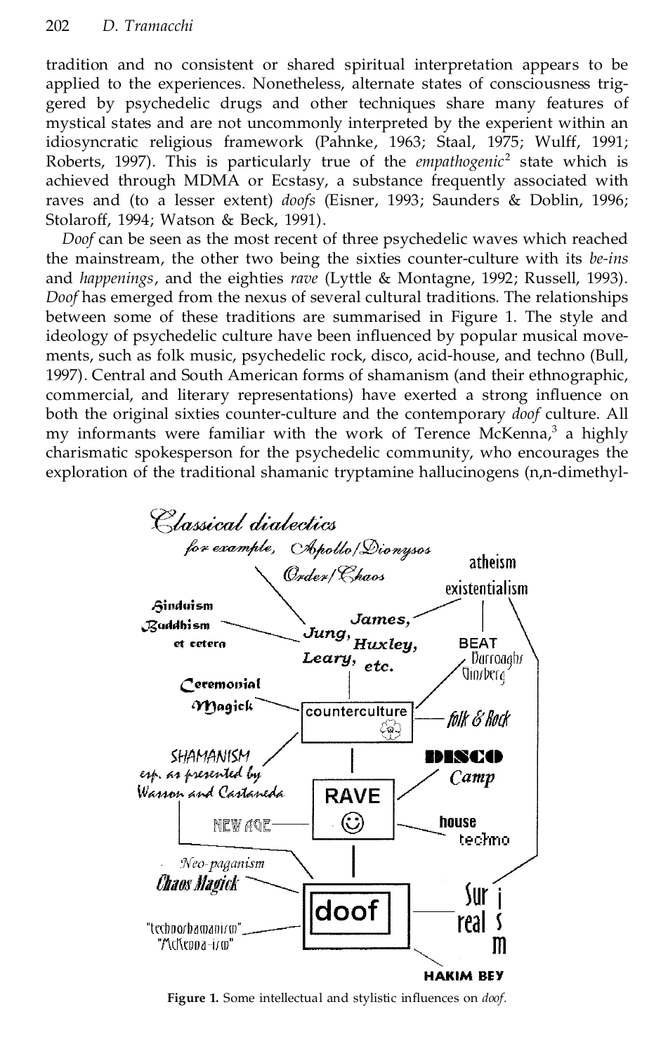tradition and no consistent or shared spiritual interpretation appears to be applied to the experiences. Nonetheless, alternate states of consciousness triggered by psychedelic drugs and other techniques share many features of mystical states and are not uncommonly interpreted by the experient within an idiosyncratic religious framework (Pahnke, 1963; Staal, 1975; Wulff, 1991; Roberts, 1997). This is particularly true of the *empathogenic*[2] state which is achieved through MDMA or Ecstasy, a substance frequently associated with raves and (to a lesser extent) *doofs* (Eisner, 1993; Saunders & Doblin, 1996; Stolaroff, 1994; Watson & Beck, 1991).

*Doof* can be seen as the most recent of three psychedelic waves which reached the mainstream, the other two being the sixties counter-culture with its *be-ins* and *happenings*, and the eighties *rave* (Lyttle & Montagne, 1992; Russell, 1993). *Doof* has emerged from the nexus of several cultural traditions. The relationships between some of these traditions are summarised in Figure 1. The style and ideology of psychedelic culture have been influenced by popular musical movements, such as folk music, psychedelic rock, disco, acid-house, and techno (Bull, 1997). Central and South American forms of shamanism (and their ethnographic, commercial, and literary representations) have exerted a strong influence on both the original sixties counter-culture and the contemporary *doof* culture. All my informants were familiar with the work of Terence McKenna,[3] a highly charismatic spokesperson for the psychedelic community, who encourages the exploration of the traditional shamanic tryptamine hallucinogens (n,n-dimethyl-

**Figure 1.** Some intellectual and stylistic influences on *doof*.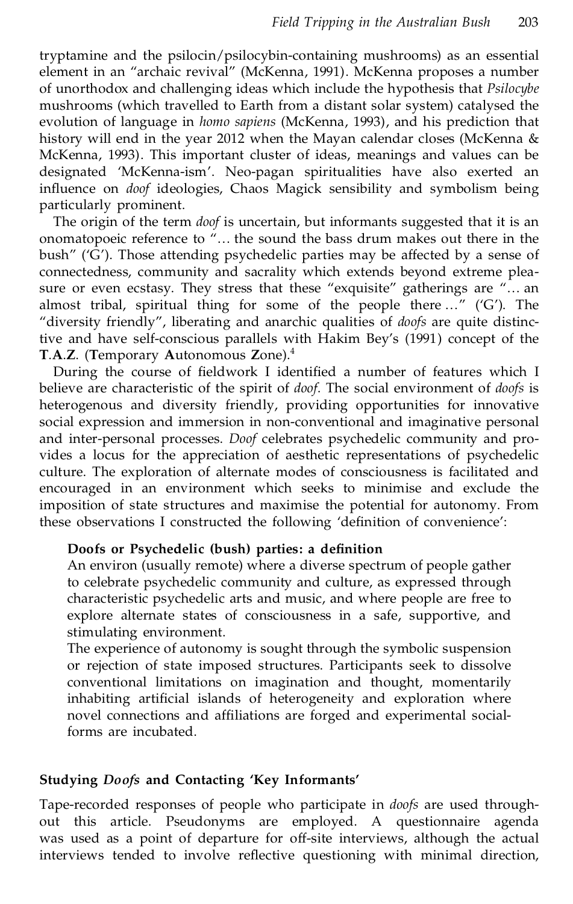tryptamine and the psilocin/psilocybin-containing mushrooms) as an essential element in an "archaic revival" (McKenna, 1991). McKenna proposes a number of unorthodox and challenging ideas which include the hypothesis that *Psilocybe* mushrooms (which travelled to Earth from a distant solar system) catalysed the evolution of language in *homo sapiens* (McKenna, 1993), and his prediction that history will end in the year 2012 when the Mayan calendar closes (McKenna & McKenna, 1993). This important cluster of ideas, meanings and values can be designated 'McKenna-ism'. Neo-pagan spiritualities have also exerted an influence on *doof* ideologies, Chaos Magick sensibility and symbolism being particularly prominent.

The origin of the term *doof* is uncertain, but informants suggested that it is an onomatopoeic reference to "… the sound the bass drum makes out there in the bush" ('G'). Those attending psychedelic parties may be affected by a sense of connectedness, community and sacrality which extends beyond extreme pleasure or even ecstasy. They stress that these "exquisite" gatherings are "… an almost tribal, spiritual thing for some of the people there …" ('G'). The "diversity friendly", liberating and anarchic qualities of *doofs* are quite distinctive and have self-conscious parallels with Hakim Bey's (1991) concept of the **T**.**A**.**Z**. (**T**emporary **A**utonomous **Z**one).[4]

During the course of fieldwork I identified a number of features which I believe are characteristic of the spirit of *doof*. The social environment of *doofs* is heterogenous and diversity friendly, providing opportunities for innovative social expression and immersion in non-conventional and imaginative personal and inter-personal processes. *Doof* celebrates psychedelic community and provides a locus for the appreciation of aesthetic representations of psychedelic culture. The exploration of alternate modes of consciousness is facilitated and encouraged in an environment which seeks to minimise and exclude the imposition of state structures and maximise the potential for autonomy. From these observations I constructed the following 'definition of convenience':

> **Doofs or Psychedelic (bush) parties: a definition**
>
> An environ (usually remote) where a diverse spectrum of people gather to celebrate psychedelic community and culture, as expressed through characteristic psychedelic arts and music, and where people are free to explore alternate states of consciousness in a safe, supportive, and stimulating environment.
>
> The experience of autonomy is sought through the symbolic suspension or rejection of state imposed structures. Participants seek to dissolve conventional limitations on imagination and thought, momentarily inhabiting artificial islands of heterogeneity and exploration where novel connections and affiliations are forged and experimental social-forms are incubated.

## Studying *Doofs* and Contacting 'Key Informants'

Tape-recorded responses of people who participate in *doofs* are used throughout this article. Pseudonyms are employed. A questionnaire agenda was used as a point of departure for off-site interviews, although the actual interviews tended to involve reflective questioning with minimal direction,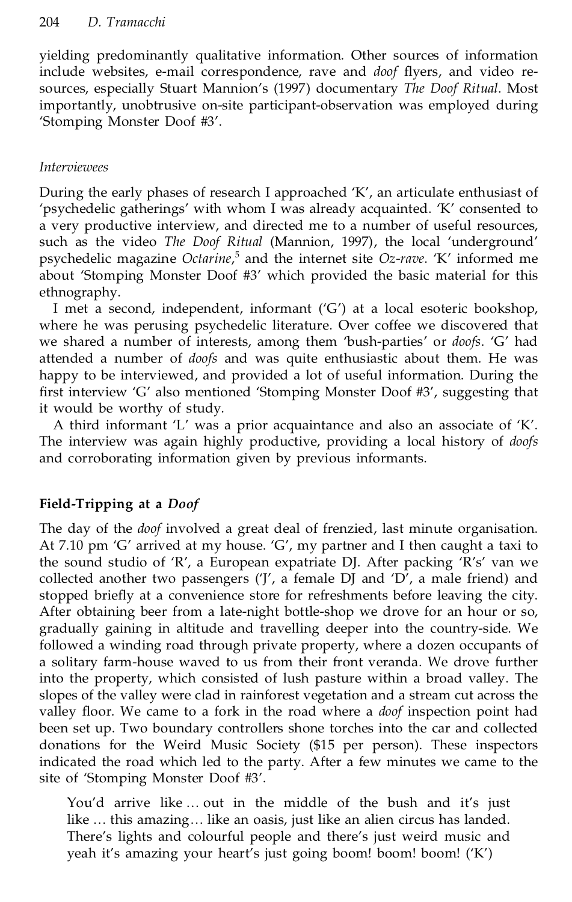yielding predominantly qualitative information. Other sources of information include websites, e-mail correspondence, rave and *doof* flyers, and video resources, especially Stuart Mannion's (1997) documentary *The Doof Ritual*. Most importantly, unobtrusive on-site participant-observation was employed during 'Stomping Monster Doof #3'.

### *Interviewees*

During the early phases of research I approached 'K', an articulate enthusiast of 'psychedelic gatherings' with whom I was already acquainted. 'K' consented to a very productive interview, and directed me to a number of useful resources, such as the video *The Doof Ritual* (Mannion, 1997), the local 'underground' psychedelic magazine *Octarine*,[5] and the internet site *Oz-rave*. 'K' informed me about 'Stomping Monster Doof #3' which provided the basic material for this ethnography.

I met a second, independent, informant ('G') at a local esoteric bookshop, where he was perusing psychedelic literature. Over coffee we discovered that we shared a number of interests, among them 'bush-parties' or *doofs*. 'G' had attended a number of *doofs* and was quite enthusiastic about them. He was happy to be interviewed, and provided a lot of useful information. During the first interview 'G' also mentioned 'Stomping Monster Doof #3', suggesting that it would be worthy of study.

A third informant 'L' was a prior acquaintance and also an associate of 'K'. The interview was again highly productive, providing a local history of *doofs* and corroborating information given by previous informants.

## Field-Tripping at a *Doof*

The day of the *doof* involved a great deal of frenzied, last minute organisation. At 7.10 pm 'G' arrived at my house. 'G', my partner and I then caught a taxi to the sound studio of 'R', a European expatriate DJ. After packing 'R's' van we collected another two passengers ('J', a female DJ and 'D', a male friend) and stopped briefly at a convenience store for refreshments before leaving the city. After obtaining beer from a late-night bottle-shop we drove for an hour or so, gradually gaining in altitude and travelling deeper into the country-side. We followed a winding road through private property, where a dozen occupants of a solitary farm-house waved to us from their front veranda. We drove further into the property, which consisted of lush pasture within a broad valley. The slopes of the valley were clad in rainforest vegetation and a stream cut across the valley floor. We came to a fork in the road where a *doof* inspection point had been set up. Two boundary controllers shone torches into the car and collected donations for the Weird Music Society ($15 per person). These inspectors indicated the road which led to the party. After a few minutes we came to the site of 'Stomping Monster Doof #3'.

> You'd arrive like … out in the middle of the bush and it's just like … this amazing… like an oasis, just like an alien circus has landed. There's lights and colourful people and there's just weird music and yeah it's amazing your heart's just going boom! boom! boom! ('K')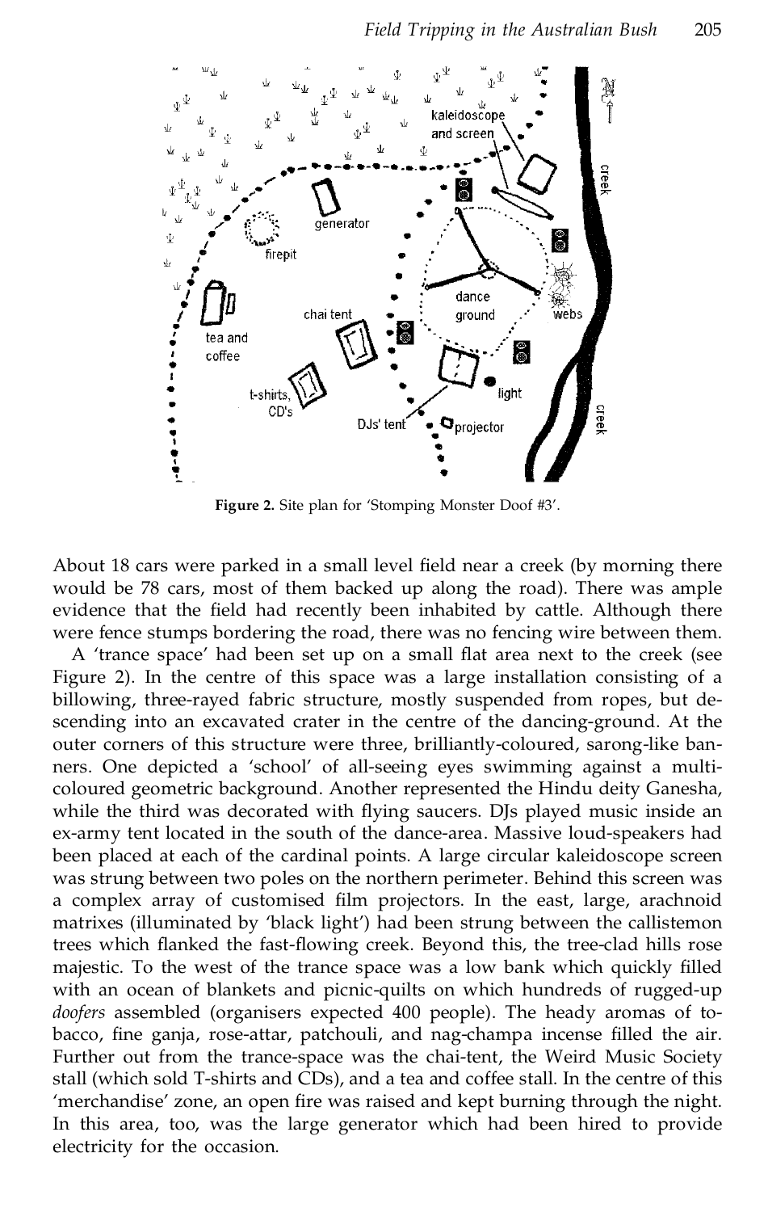**Figure 2.** Site plan for 'Stomping Monster Doof #3'.

About 18 cars were parked in a small level field near a creek (by morning there would be 78 cars, most of them backed up along the road). There was ample evidence that the field had recently been inhabited by cattle. Although there were fence stumps bordering the road, there was no fencing wire between them.

A 'trance space' had been set up on a small flat area next to the creek (see Figure 2). In the centre of this space was a large installation consisting of a billowing, three-rayed fabric structure, mostly suspended from ropes, but descending into an excavated crater in the centre of the dancing-ground. At the outer corners of this structure were three, brilliantly-coloured, sarong-like banners. One depicted a 'school' of all-seeing eyes swimming against a multi-coloured geometric background. Another represented the Hindu deity Ganesha, while the third was decorated with flying saucers. DJs played music inside an ex-army tent located in the south of the dance-area. Massive loud-speakers had been placed at each of the cardinal points. A large circular kaleidoscope screen was strung between two poles on the northern perimeter. Behind this screen was a complex array of customised film projectors. In the east, large, arachnoid matrixes (illuminated by 'black light') had been strung between the callistemon trees which flanked the fast-flowing creek. Beyond this, the tree-clad hills rose majestic. To the west of the trance space was a low bank which quickly filled with an ocean of blankets and picnic-quilts on which hundreds of rugged-up *doofers* assembled (organisers expected 400 people). The heady aromas of tobacco, fine ganja, rose-attar, patchouli, and nag-champa incense filled the air. Further out from the trance-space was the chai-tent, the Weird Music Society stall (which sold T-shirts and CDs), and a tea and coffee stall. In the centre of this 'merchandise' zone, an open fire was raised and kept burning through the night. In this area, too, was the large generator which had been hired to provide electricity for the occasion.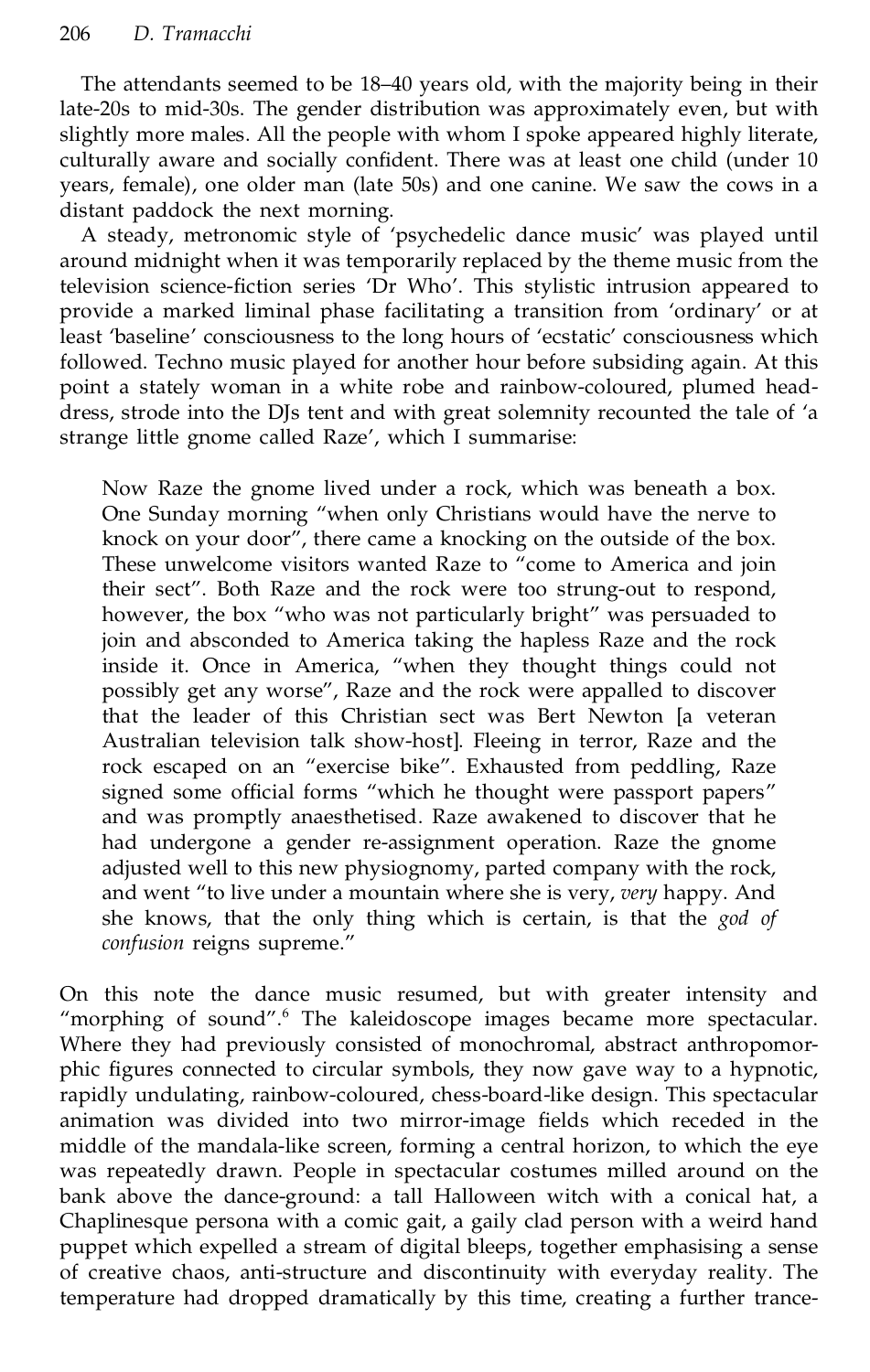The attendants seemed to be 18–40 years old, with the majority being in their late-20s to mid-30s. The gender distribution was approximately even, but with slightly more males. All the people with whom I spoke appeared highly literate, culturally aware and socially confident. There was at least one child (under 10 years, female), one older man (late 50s) and one canine. We saw the cows in a distant paddock the next morning.

A steady, metronomic style of 'psychedelic dance music' was played until around midnight when it was temporarily replaced by the theme music from the television science-fiction series 'Dr Who'. This stylistic intrusion appeared to provide a marked liminal phase facilitating a transition from 'ordinary' or at least 'baseline' consciousness to the long hours of 'ecstatic' consciousness which followed. Techno music played for another hour before subsiding again. At this point a stately woman in a white robe and rainbow-coloured, plumed head-dress, strode into the DJs tent and with great solemnity recounted the tale of 'a strange little gnome called Raze', which I summarise:

> Now Raze the gnome lived under a rock, which was beneath a box. One Sunday morning "when only Christians would have the nerve to knock on your door", there came a knocking on the outside of the box. These unwelcome visitors wanted Raze to "come to America and join their sect". Both Raze and the rock were too strung-out to respond, however, the box "who was not particularly bright" was persuaded to join and absconded to America taking the hapless Raze and the rock inside it. Once in America, "when they thought things could not possibly get any worse", Raze and the rock were appalled to discover that the leader of this Christian sect was Bert Newton [a veteran Australian television talk show-host]. Fleeing in terror, Raze and the rock escaped on an "exercise bike". Exhausted from peddling, Raze signed some official forms "which he thought were passport papers" and was promptly anaesthetised. Raze awakened to discover that he had undergone a gender re-assignment operation. Raze the gnome adjusted well to this new physiognomy, parted company with the rock, and went "to live under a mountain where she is very, *very* happy. And she knows, that the only thing which is certain, is that the *god of confusion* reigns supreme."

On this note the dance music resumed, but with greater intensity and "morphing of sound".[6] The kaleidoscope images became more spectacular. Where they had previously consisted of monochromal, abstract anthropomorphic figures connected to circular symbols, they now gave way to a hypnotic, rapidly undulating, rainbow-coloured, chess-board-like design. This spectacular animation was divided into two mirror-image fields which receded in the middle of the mandala-like screen, forming a central horizon, to which the eye was repeatedly drawn. People in spectacular costumes milled around on the bank above the dance-ground: a tall Halloween witch with a conical hat, a Chaplinesque persona with a comic gait, a gaily clad person with a weird hand puppet which expelled a stream of digital bleeps, together emphasising a sense of creative chaos, anti-structure and discontinuity with everyday reality. The temperature had dropped dramatically by this time, creating a further trance-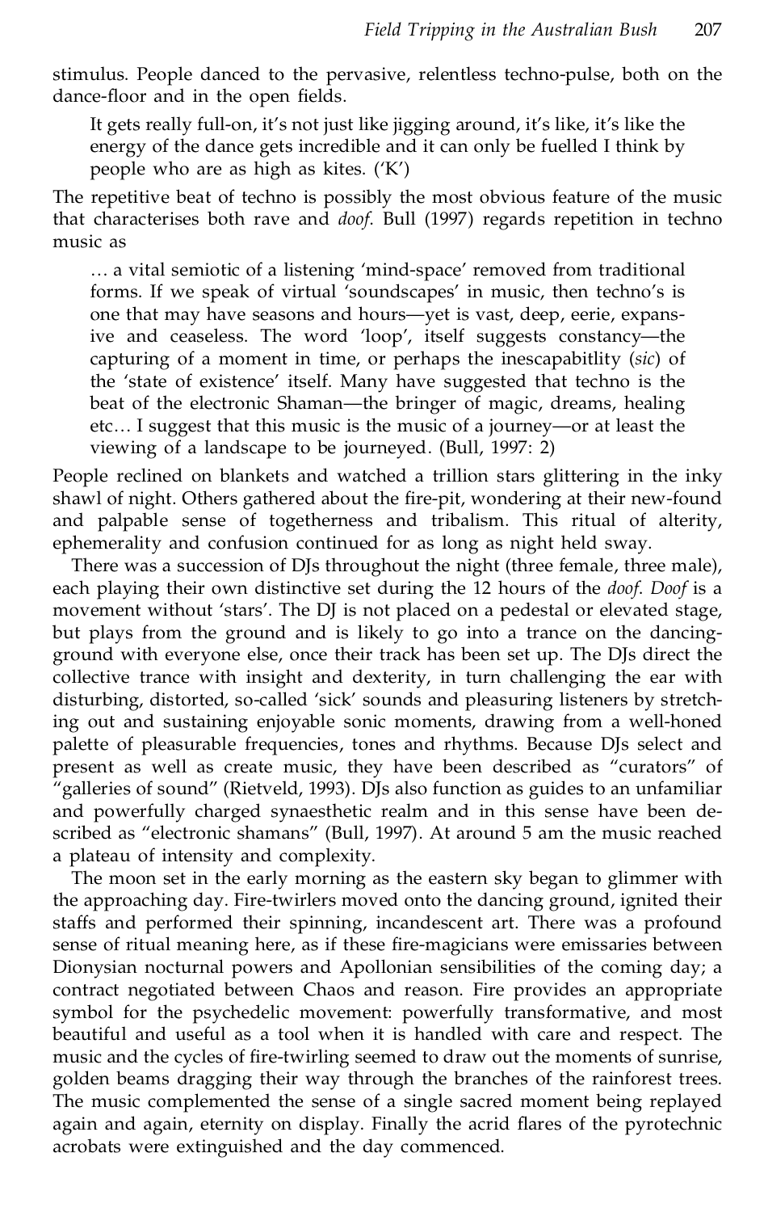stimulus. People danced to the pervasive, relentless techno-pulse, both on the dance-floor and in the open fields.

> It gets really full-on, it's not just like jigging around, it's like, it's like the energy of the dance gets incredible and it can only be fuelled I think by people who are as high as kites. ('K')

The repetitive beat of techno is possibly the most obvious feature of the music that characterises both rave and *doof*. Bull (1997) regards repetition in techno music as

> … a vital semiotic of a listening 'mind-space' removed from traditional forms. If we speak of virtual 'soundscapes' in music, then techno's is one that may have seasons and hours—yet is vast, deep, eerie, expansive and ceaseless. The word 'loop', itself suggests constancy—the capturing of a moment in time, or perhaps the inescapabitlity (*sic*) of the 'state of existence' itself. Many have suggested that techno is the beat of the electronic Shaman—the bringer of magic, dreams, healing etc… I suggest that this music is the music of a journey—or at least the viewing of a landscape to be journeyed. (Bull, 1997: 2)

People reclined on blankets and watched a trillion stars glittering in the inky shawl of night. Others gathered about the fire-pit, wondering at their new-found and palpable sense of togetherness and tribalism. This ritual of alterity, ephemerality and confusion continued for as long as night held sway.

There was a succession of DJs throughout the night (three female, three male), each playing their own distinctive set during the 12 hours of the *doof*. *Doof* is a movement without 'stars'. The DJ is not placed on a pedestal or elevated stage, but plays from the ground and is likely to go into a trance on the dancing-ground with everyone else, once their track has been set up. The DJs direct the collective trance with insight and dexterity, in turn challenging the ear with disturbing, distorted, so-called 'sick' sounds and pleasuring listeners by stretching out and sustaining enjoyable sonic moments, drawing from a well-honed palette of pleasurable frequencies, tones and rhythms. Because DJs select and present as well as create music, they have been described as "curators" of "galleries of sound" (Rietveld, 1993). DJs also function as guides to an unfamiliar and powerfully charged synaesthetic realm and in this sense have been described as "electronic shamans" (Bull, 1997). At around 5 am the music reached a plateau of intensity and complexity.

The moon set in the early morning as the eastern sky began to glimmer with the approaching day. Fire-twirlers moved onto the dancing ground, ignited their staffs and performed their spinning, incandescent art. There was a profound sense of ritual meaning here, as if these fire-magicians were emissaries between Dionysian nocturnal powers and Apollonian sensibilities of the coming day; a contract negotiated between Chaos and reason. Fire provides an appropriate symbol for the psychedelic movement: powerfully transformative, and most beautiful and useful as a tool when it is handled with care and respect. The music and the cycles of fire-twirling seemed to draw out the moments of sunrise, golden beams dragging their way through the branches of the rainforest trees. The music complemented the sense of a single sacred moment being replayed again and again, eternity on display. Finally the acrid flares of the pyrotechnic acrobats were extinguished and the day commenced.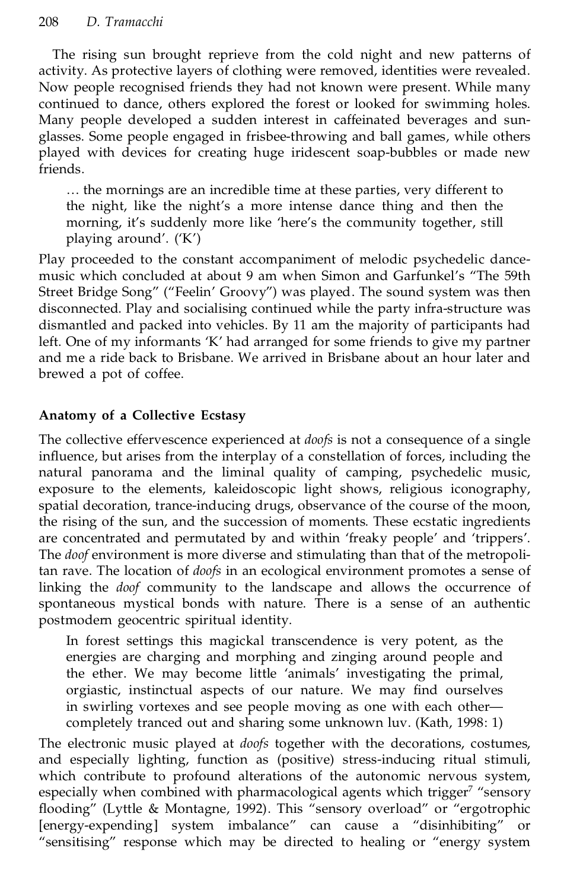The rising sun brought reprieve from the cold night and new patterns of activity. As protective layers of clothing were removed, identities were revealed. Now people recognised friends they had not known were present. While many continued to dance, others explored the forest or looked for swimming holes. Many people developed a sudden interest in caffeinated beverages and sunglasses. Some people engaged in frisbee-throwing and ball games, while others played with devices for creating huge iridescent soap-bubbles or made new friends.

> … the mornings are an incredible time at these parties, very different to the night, like the night's a more intense dance thing and then the morning, it's suddenly more like 'here's the community together, still playing around'. ('K')

Play proceeded to the constant accompaniment of melodic psychedelic dance-music which concluded at about 9 am when Simon and Garfunkel's "The 59th Street Bridge Song" ("Feelin' Groovy") was played. The sound system was then disconnected. Play and socialising continued while the party infra-structure was dismantled and packed into vehicles. By 11 am the majority of participants had left. One of my informants 'K' had arranged for some friends to give my partner and me a ride back to Brisbane. We arrived in Brisbane about an hour later and brewed a pot of coffee.

## Anatomy of a Collective Ecstasy

The collective effervescence experienced at *doofs* is not a consequence of a single influence, but arises from the interplay of a constellation of forces, including the natural panorama and the liminal quality of camping, psychedelic music, exposure to the elements, kaleidoscopic light shows, religious iconography, spatial decoration, trance-inducing drugs, observance of the course of the moon, the rising of the sun, and the succession of moments. These ecstatic ingredients are concentrated and permutated by and within 'freaky people' and 'trippers'. The *doof* environment is more diverse and stimulating than that of the metropolitan rave. The location of *doofs* in an ecological environment promotes a sense of linking the *doof* community to the landscape and allows the occurrence of spontaneous mystical bonds with nature. There is a sense of an authentic postmodern geocentric spiritual identity.

> In forest settings this magickal transcendence is very potent, as the energies are charging and morphing and zinging around people and the ether. We may become little 'animals' investigating the primal, orgiastic, instinctual aspects of our nature. We may find ourselves in swirling vortexes and see people moving as one with each other—completely tranced out and sharing some unknown luv. (Kath, 1998: 1)

The electronic music played at *doofs* together with the decorations, costumes, and especially lighting, function as (positive) stress-inducing ritual stimuli, which contribute to profound alterations of the autonomic nervous system, especially when combined with pharmacological agents which trigger[7] "sensory flooding" (Lyttle & Montagne, 1992). This "sensory overload" or "ergotrophic [energy-expending] system imbalance" can cause a "disinhibiting" or "sensitising" response which may be directed to healing or "energy system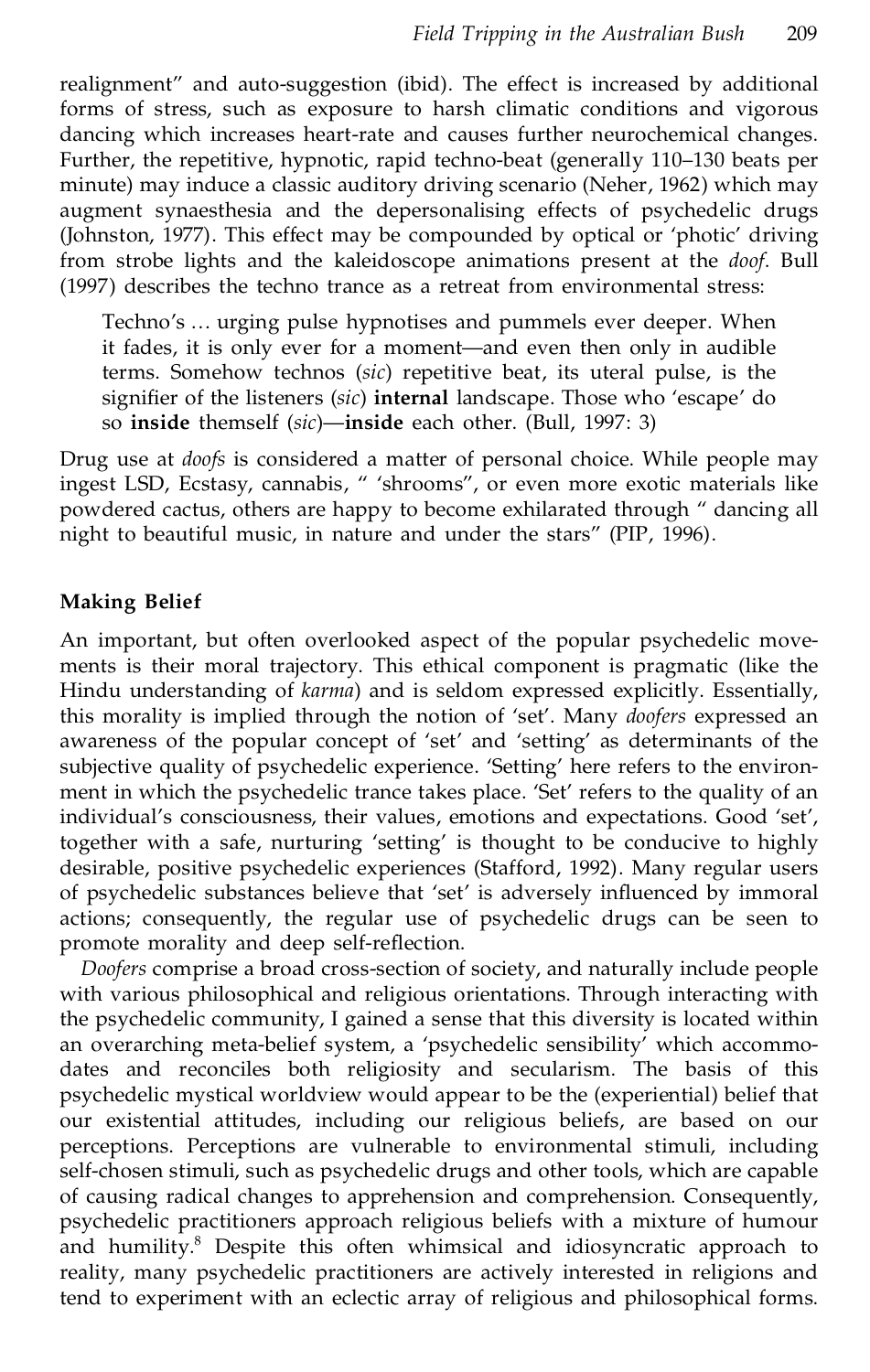realignment" and auto-suggestion (ibid). The effect is increased by additional forms of stress, such as exposure to harsh climatic conditions and vigorous dancing which increases heart-rate and causes further neurochemical changes. Further, the repetitive, hypnotic, rapid techno-beat (generally 110–130 beats per minute) may induce a classic auditory driving scenario (Neher, 1962) which may augment synaesthesia and the depersonalising effects of psychedelic drugs (Johnston, 1977). This effect may be compounded by optical or 'photic' driving from strobe lights and the kaleidoscope animations present at the *doof*. Bull (1997) describes the techno trance as a retreat from environmental stress:

> Techno's ... urging pulse hypnotises and pummels ever deeper. When it fades, it is only ever for a moment—and even then only in audible terms. Somehow technos (*sic*) repetitive beat, its uteral pulse, is the signifier of the listeners (*sic*) **internal** landscape. Those who 'escape' do so **inside** themself (*sic*)—**inside** each other. (Bull, 1997: 3)

Drug use at *doofs* is considered a matter of personal choice. While people may ingest LSD, Ecstasy, cannabis, " 'shrooms", or even more exotic materials like powdered cactus, others are happy to become exhilarated through " dancing all night to beautiful music, in nature and under the stars" (PIP, 1996).

## Making Belief

An important, but often overlooked aspect of the popular psychedelic movements is their moral trajectory. This ethical component is pragmatic (like the Hindu understanding of *karma*) and is seldom expressed explicitly. Essentially, this morality is implied through the notion of 'set'. Many *doofers* expressed an awareness of the popular concept of 'set' and 'setting' as determinants of the subjective quality of psychedelic experience. 'Setting' here refers to the environment in which the psychedelic trance takes place. 'Set' refers to the quality of an individual's consciousness, their values, emotions and expectations. Good 'set', together with a safe, nurturing 'setting' is thought to be conducive to highly desirable, positive psychedelic experiences (Stafford, 1992). Many regular users of psychedelic substances believe that 'set' is adversely influenced by immoral actions; consequently, the regular use of psychedelic drugs can be seen to promote morality and deep self-reflection.

*Doofers* comprise a broad cross-section of society, and naturally include people with various philosophical and religious orientations. Through interacting with the psychedelic community, I gained a sense that this diversity is located within an overarching meta-belief system, a 'psychedelic sensibility' which accommodates and reconciles both religiosity and secularism. The basis of this psychedelic mystical worldview would appear to be the (experiential) belief that our existential attitudes, including our religious beliefs, are based on our perceptions. Perceptions are vulnerable to environmental stimuli, including self-chosen stimuli, such as psychedelic drugs and other tools, which are capable of causing radical changes to apprehension and comprehension. Consequently, psychedelic practitioners approach religious beliefs with a mixture of humour and humility.[8] Despite this often whimsical and idiosyncratic approach to reality, many psychedelic practitioners are actively interested in religions and tend to experiment with an eclectic array of religious and philosophical forms.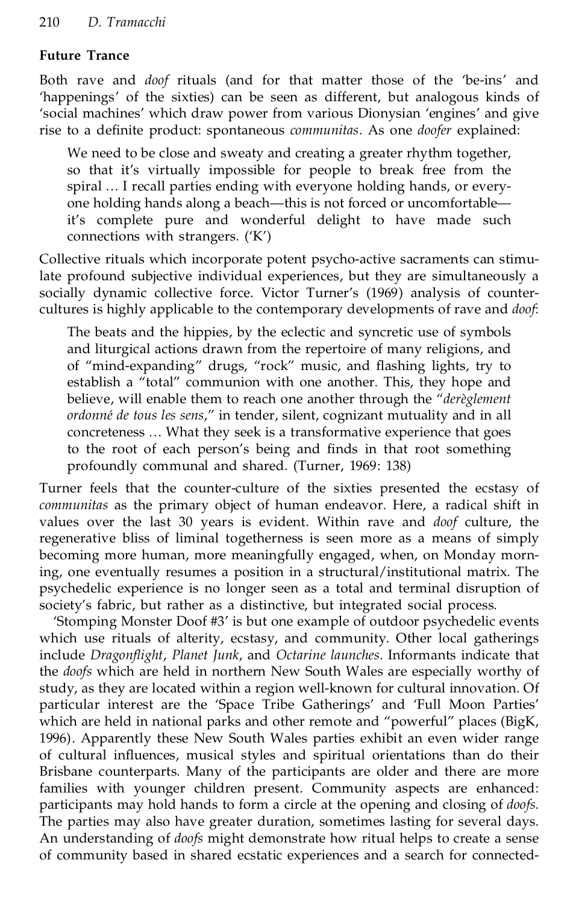## Future Trance

Both rave and *doof* rituals (and for that matter those of the 'be-ins' and 'happenings' of the sixties) can be seen as different, but analogous kinds of 'social machines' which draw power from various Dionysian 'engines' and give rise to a definite product: spontaneous *communitas*. As one *doofer* explained:

> We need to be close and sweaty and creating a greater rhythm together, so that it's virtually impossible for people to break free from the spiral ... I recall parties ending with everyone holding hands, or everyone holding hands along a beach—this is not forced or uncomfortable—it's complete pure and wonderful delight to have made such connections with strangers. ('K')

Collective rituals which incorporate potent psycho-active sacraments can stimulate profound subjective individual experiences, but they are simultaneously a socially dynamic collective force. Victor Turner's (1969) analysis of counter-cultures is highly applicable to the contemporary developments of rave and *doof*:

> The beats and the hippies, by the eclectic and syncretic use of symbols and liturgical actions drawn from the repertoire of many religions, and of "mind-expanding" drugs, "rock" music, and flashing lights, try to establish a "total" communion with one another. This, they hope and believe, will enable them to reach one another through the "*derèglement ordonné de tous les sens*," in tender, silent, cognizant mutuality and in all concreteness ... What they seek is a transformative experience that goes to the root of each person's being and finds in that root something profoundly communal and shared. (Turner, 1969: 138)

Turner feels that the counter-culture of the sixties presented the ecstasy of *communitas* as the primary object of human endeavor. Here, a radical shift in values over the last 30 years is evident. Within rave and *doof* culture, the regenerative bliss of liminal togetherness is seen more as a means of simply becoming more human, more meaningfully engaged, when, on Monday morning, one eventually resumes a position in a structural/institutional matrix. The psychedelic experience is no longer seen as a total and terminal disruption of society's fabric, but rather as a distinctive, but integrated social process.

'Stomping Monster Doof #3' is but one example of outdoor psychedelic events which use rituals of alterity, ecstasy, and community. Other local gatherings include *Dragonflight*, *Planet Junk*, and *Octarine launches*. Informants indicate that the *doofs* which are held in northern New South Wales are especially worthy of study, as they are located within a region well-known for cultural innovation. Of particular interest are the 'Space Tribe Gatherings' and 'Full Moon Parties' which are held in national parks and other remote and "powerful" places (BigK, 1996). Apparently these New South Wales parties exhibit an even wider range of cultural influences, musical styles and spiritual orientations than do their Brisbane counterparts. Many of the participants are older and there are more families with younger children present. Community aspects are enhanced: participants may hold hands to form a circle at the opening and closing of *doofs*. The parties may also have greater duration, sometimes lasting for several days. An understanding of *doofs* might demonstrate how ritual helps to create a sense of community based in shared ecstatic experiences and a search for connected-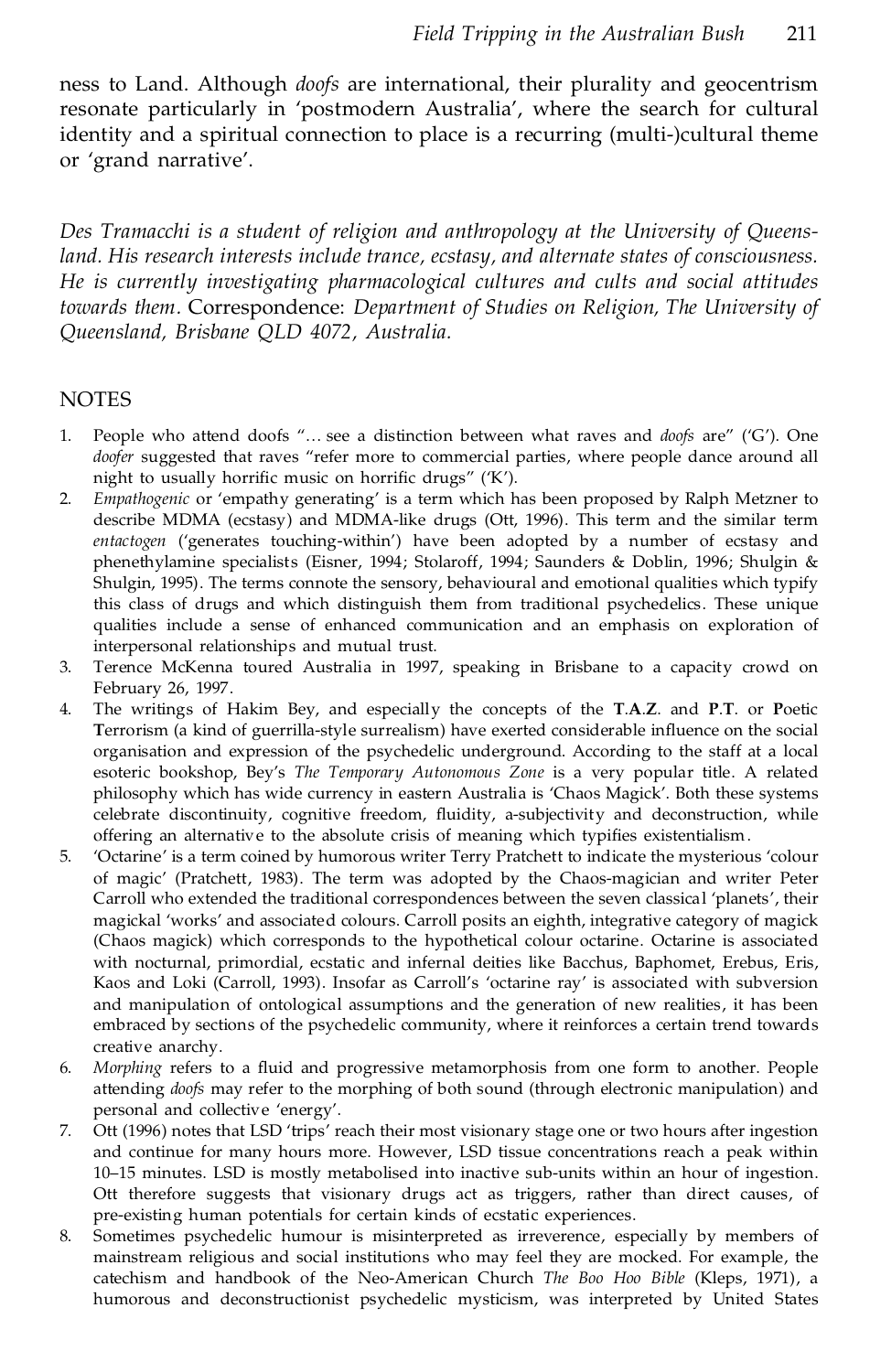ness to Land. Although *doofs* are international, their plurality and geocentrism resonate particularly in 'postmodern Australia', where the search for cultural identity and a spiritual connection to place is a recurring (multi-)cultural theme or 'grand narrative'.

*Des Tramacchi is a student of religion and anthropology at the University of Queensland. His research interests include trance, ecstasy, and alternate states of consciousness. He is currently investigating pharmacological cultures and cults and social attitudes towards them.* Correspondence: *Department of Studies on Religion, The University of Queensland, Brisbane QLD 4072, Australia.*

## NOTES

1. People who attend doofs "... see a distinction between what raves and *doofs* are" ('G'). One *doofer* suggested that raves "refer more to commercial parties, where people dance around all night to usually horrific music on horrific drugs" ('K').
2. *Empathogenic* or 'empathy generating' is a term which has been proposed by Ralph Metzner to describe MDMA (ecstasy) and MDMA-like drugs (Ott, 1996). This term and the similar term *entactogen* ('generates touching-within') have been adopted by a number of ecstasy and phenethylamine specialists (Eisner, 1994; Stolaroff, 1994; Saunders & Doblin, 1996; Shulgin & Shulgin, 1995). The terms connote the sensory, behavioural and emotional qualities which typify this class of drugs and which distinguish them from traditional psychedelics. These unique qualities include a sense of enhanced communication and an emphasis on exploration of interpersonal relationships and mutual trust.
3. Terence McKenna toured Australia in 1997, speaking in Brisbane to a capacity crowd on February 26, 1997.
4. The writings of Hakim Bey, and especially the concepts of the **T.A.Z.** and **P.T.** or **P**oetic **T**errorism (a kind of guerrilla-style surrealism) have exerted considerable influence on the social organisation and expression of the psychedelic underground. According to the staff at a local esoteric bookshop, Bey's *The Temporary Autonomous Zone* is a very popular title. A related philosophy which has wide currency in eastern Australia is 'Chaos Magick'. Both these systems celebrate discontinuity, cognitive freedom, fluidity, a-subjectivity and deconstruction, while offering an alternative to the absolute crisis of meaning which typifies existentialism.
5. 'Octarine' is a term coined by humorous writer Terry Pratchett to indicate the mysterious 'colour of magic' (Pratchett, 1983). The term was adopted by the Chaos-magician and writer Peter Carroll who extended the traditional correspondences between the seven classical 'planets', their magickal 'works' and associated colours. Carroll posits an eighth, integrative category of magick (Chaos magick) which corresponds to the hypothetical colour octarine. Octarine is associated with nocturnal, primordial, ecstatic and infernal deities like Bacchus, Baphomet, Erebus, Eris, Kaos and Loki (Carroll, 1993). Insofar as Carroll's 'octarine ray' is associated with subversion and manipulation of ontological assumptions and the generation of new realities, it has been embraced by sections of the psychedelic community, where it reinforces a certain trend towards creative anarchy.
6. *Morphing* refers to a fluid and progressive metamorphosis from one form to another. People attending *doofs* may refer to the morphing of both sound (through electronic manipulation) and personal and collective 'energy'.
7. Ott (1996) notes that LSD 'trips' reach their most visionary stage one or two hours after ingestion and continue for many hours more. However, LSD tissue concentrations reach a peak within 10–15 minutes. LSD is mostly metabolised into inactive sub-units within an hour of ingestion. Ott therefore suggests that visionary drugs act as triggers, rather than direct causes, of pre-existing human potentials for certain kinds of ecstatic experiences.
8. Sometimes psychedelic humour is misinterpreted as irreverence, especially by members of mainstream religious and social institutions who may feel they are mocked. For example, the catechism and handbook of the Neo-American Church *The Boo Hoo Bible* (Kleps, 1971), a humorous and deconstructionist psychedelic mysticism, was interpreted by United States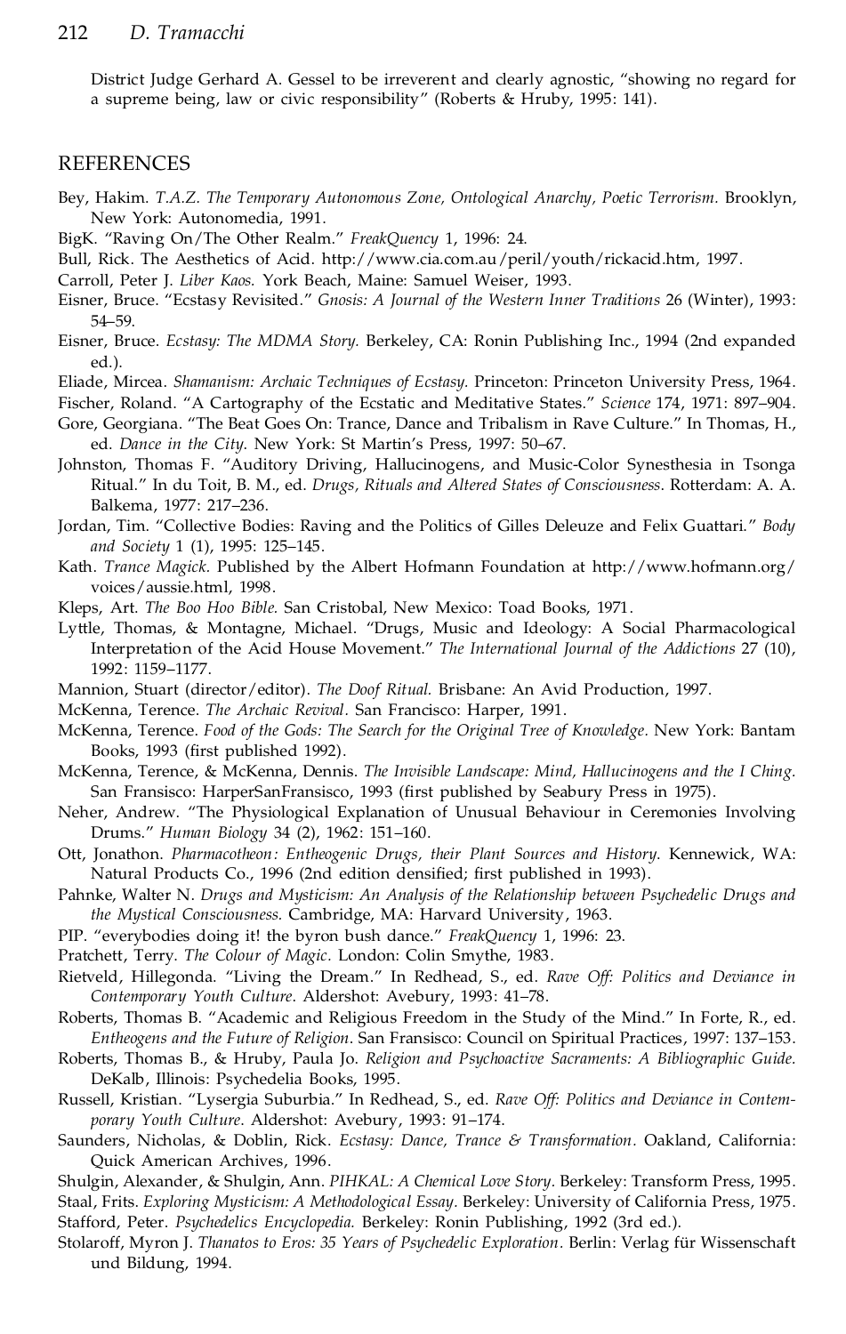District Judge Gerhard A. Gessel to be irreverent and clearly agnostic, "showing no regard for a supreme being, law or civic responsibility" (Roberts & Hruby, 1995: 141).

## REFERENCES

Bey, Hakim. *T.A.Z. The Temporary Autonomous Zone, Ontological Anarchy, Poetic Terrorism.* Brooklyn, New York: Autonomedia, 1991.

BigK. "Raving On/The Other Realm." *FreakQuency* 1, 1996: 24.

Bull, Rick. The Aesthetics of Acid. http://www.cia.com.au/peril/youth/rickacid.htm, 1997.

Carroll, Peter J. *Liber Kaos.* York Beach, Maine: Samuel Weiser, 1993.

Eisner, Bruce. "Ecstasy Revisited." *Gnosis: A Journal of the Western Inner Traditions* 26 (Winter), 1993: 54–59.

Eisner, Bruce. *Ecstasy: The MDMA Story.* Berkeley, CA: Ronin Publishing Inc., 1994 (2nd expanded ed.).

Eliade, Mircea. *Shamanism: Archaic Techniques of Ecstasy.* Princeton: Princeton University Press, 1964.

Fischer, Roland. "A Cartography of the Ecstatic and Meditative States." *Science* 174, 1971: 897–904.

Gore, Georgiana. "The Beat Goes On: Trance, Dance and Tribalism in Rave Culture." In Thomas, H., ed. *Dance in the City.* New York: St Martin's Press, 1997: 50–67.

Johnston, Thomas F. "Auditory Driving, Hallucinogens, and Music-Color Synesthesia in Tsonga Ritual." In du Toit, B. M., ed. *Drugs, Rituals and Altered States of Consciousness.* Rotterdam: A. A. Balkema, 1977: 217–236.

Jordan, Tim. "Collective Bodies: Raving and the Politics of Gilles Deleuze and Felix Guattari." *Body and Society* 1 (1), 1995: 125–145.

Kath. *Trance Magick.* Published by the Albert Hofmann Foundation at http://www.hofmann.org/voices/aussie.html, 1998.

Kleps, Art. *The Boo Hoo Bible.* San Cristobal, New Mexico: Toad Books, 1971.

Lyttle, Thomas, & Montagne, Michael. "Drugs, Music and Ideology: A Social Pharmacological Interpretation of the Acid House Movement." *The International Journal of the Addictions* 27 (10), 1992: 1159–1177.

Mannion, Stuart (director/editor). *The Doof Ritual.* Brisbane: An Avid Production, 1997.

McKenna, Terence. *The Archaic Revival.* San Francisco: Harper, 1991.

McKenna, Terence. *Food of the Gods: The Search for the Original Tree of Knowledge.* New York: Bantam Books, 1993 (first published 1992).

McKenna, Terence, & McKenna, Dennis. *The Invisible Landscape: Mind, Hallucinogens and the I Ching.* San Fransisco: HarperSanFransisco, 1993 (first published by Seabury Press in 1975).

Neher, Andrew. "The Physiological Explanation of Unusual Behaviour in Ceremonies Involving Drums." *Human Biology* 34 (2), 1962: 151–160.

Ott, Jonathon. *Pharmacotheon: Entheogenic Drugs, their Plant Sources and History.* Kennewick, WA: Natural Products Co., 1996 (2nd edition densified; first published in 1993).

Pahnke, Walter N. *Drugs and Mysticism: An Analysis of the Relationship between Psychedelic Drugs and the Mystical Consciousness.* Cambridge, MA: Harvard University, 1963.

PIP. "everybodies doing it! the byron bush dance." *FreakQuency* 1, 1996: 23.

Pratchett, Terry. *The Colour of Magic.* London: Colin Smythe, 1983.

Rietveld, Hillegonda. "Living the Dream." In Redhead, S., ed. *Rave Off: Politics and Deviance in Contemporary Youth Culture.* Aldershot: Avebury, 1993: 41–78.

Roberts, Thomas B. "Academic and Religious Freedom in the Study of the Mind." In Forte, R., ed. *Entheogens and the Future of Religion.* San Fransisco: Council on Spiritual Practices, 1997: 137–153.

Roberts, Thomas B., & Hruby, Paula Jo. *Religion and Psychoactive Sacraments: A Bibliographic Guide.* DeKalb, Illinois: Psychedelia Books, 1995.

Russell, Kristian. "Lysergia Suburbia." In Redhead, S., ed. *Rave Off: Politics and Deviance in Contemporary Youth Culture.* Aldershot: Avebury, 1993: 91–174.

Saunders, Nicholas, & Doblin, Rick. *Ecstasy: Dance, Trance & Transformation.* Oakland, California: Quick American Archives, 1996.

Shulgin, Alexander, & Shulgin, Ann. *PIHKAL: A Chemical Love Story.* Berkeley: Transform Press, 1995.

Staal, Frits. *Exploring Mysticism: A Methodological Essay.* Berkeley: University of California Press, 1975.

Stafford, Peter. *Psychedelics Encyclopedia.* Berkeley: Ronin Publishing, 1992 (3rd ed.).

Stolaroff, Myron J. *Thanatos to Eros: 35 Years of Psychedelic Exploration.* Berlin: Verlag für Wissenschaft und Bildung, 1994.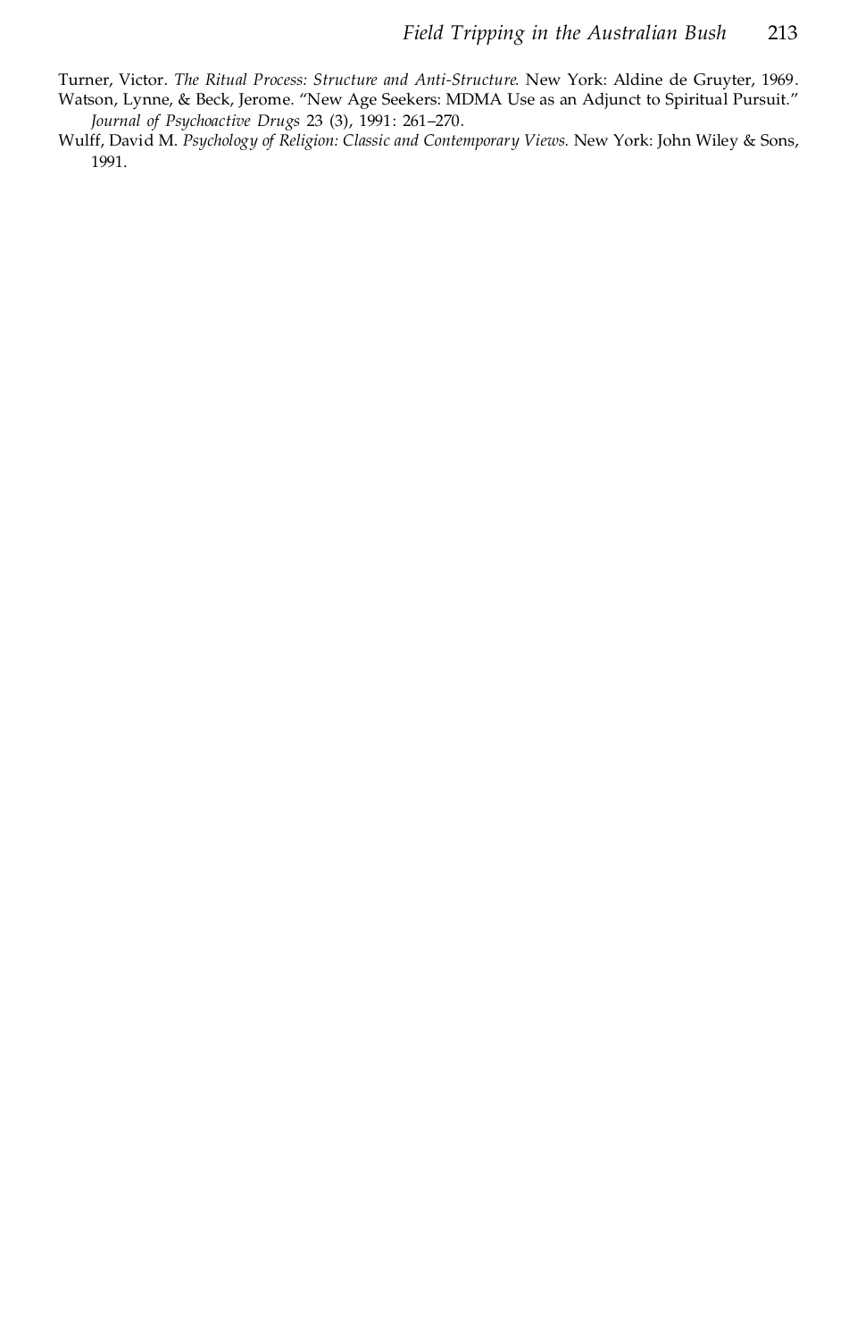Turner, Victor. *The Ritual Process: Structure and Anti-Structure*. New York: Aldine de Gruyter, 1969.

Watson, Lynne, & Beck, Jerome. "New Age Seekers: MDMA Use as an Adjunct to Spiritual Pursuit." *Journal of Psychoactive Drugs* 23 (3), 1991: 261–270.

Wulff, David M. *Psychology of Religion: Classic and Contemporary Views.* New York: John Wiley & Sons, 1991.